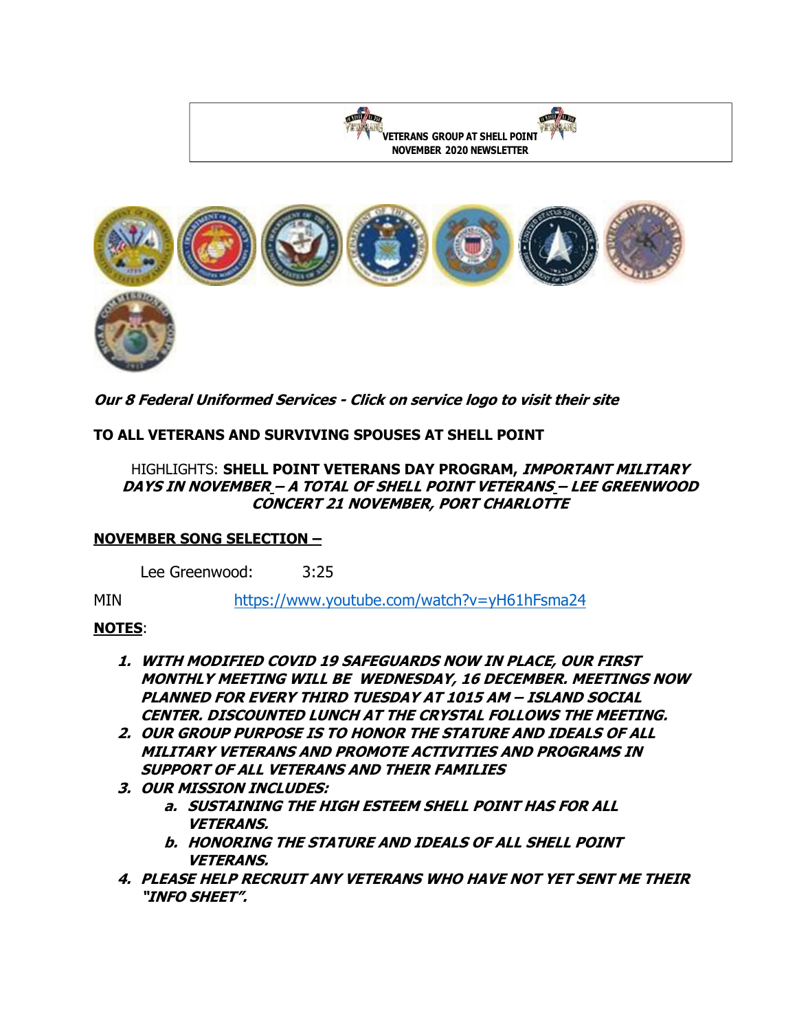**VETERANS GROUP AT SHELL POINT**
**NOVEMBER 2020 NEWSLETTER**

***Our 8 Federal Uniformed Services - Click on service logo to visit their site***

**TO ALL VETERANS AND SURVIVING SPOUSES AT SHELL POINT**

HIGHLIGHTS: **SHELL POINT VETERANS DAY PROGRAM, *IMPORTANT MILITARY DAYS IN NOVEMBER – A TOTAL OF SHELL POINT VETERANS – LEE GREENWOOD CONCERT 21 NOVEMBER, PORT CHARLOTTE***

**NOVEMBER SONG SELECTION –**

Lee Greenwood: 3:25

MIN https://www.youtube.com/watch?v=yH61hFsma24

**NOTES**:

1. ***WITH MODIFIED COVID 19 SAFEGUARDS NOW IN PLACE, OUR FIRST MONTHLY MEETING WILL BE WEDNESDAY, 16 DECEMBER. MEETINGS NOW PLANNED FOR EVERY THIRD TUESDAY AT 1015 AM – ISLAND SOCIAL CENTER. DISCOUNTED LUNCH AT THE CRYSTAL FOLLOWS THE MEETING.***
2. ***OUR GROUP PURPOSE IS TO HONOR THE STATURE AND IDEALS OF ALL MILITARY VETERANS AND PROMOTE ACTIVITIES AND PROGRAMS IN SUPPORT OF ALL VETERANS AND THEIR FAMILIES***
3. ***OUR MISSION INCLUDES:***
   a. ***SUSTAINING THE HIGH ESTEEM SHELL POINT HAS FOR ALL VETERANS.***
   b. ***HONORING THE STATURE AND IDEALS OF ALL SHELL POINT VETERANS.***
4. ***PLEASE HELP RECRUIT ANY VETERANS WHO HAVE NOT YET SENT ME THEIR "INFO SHEET".***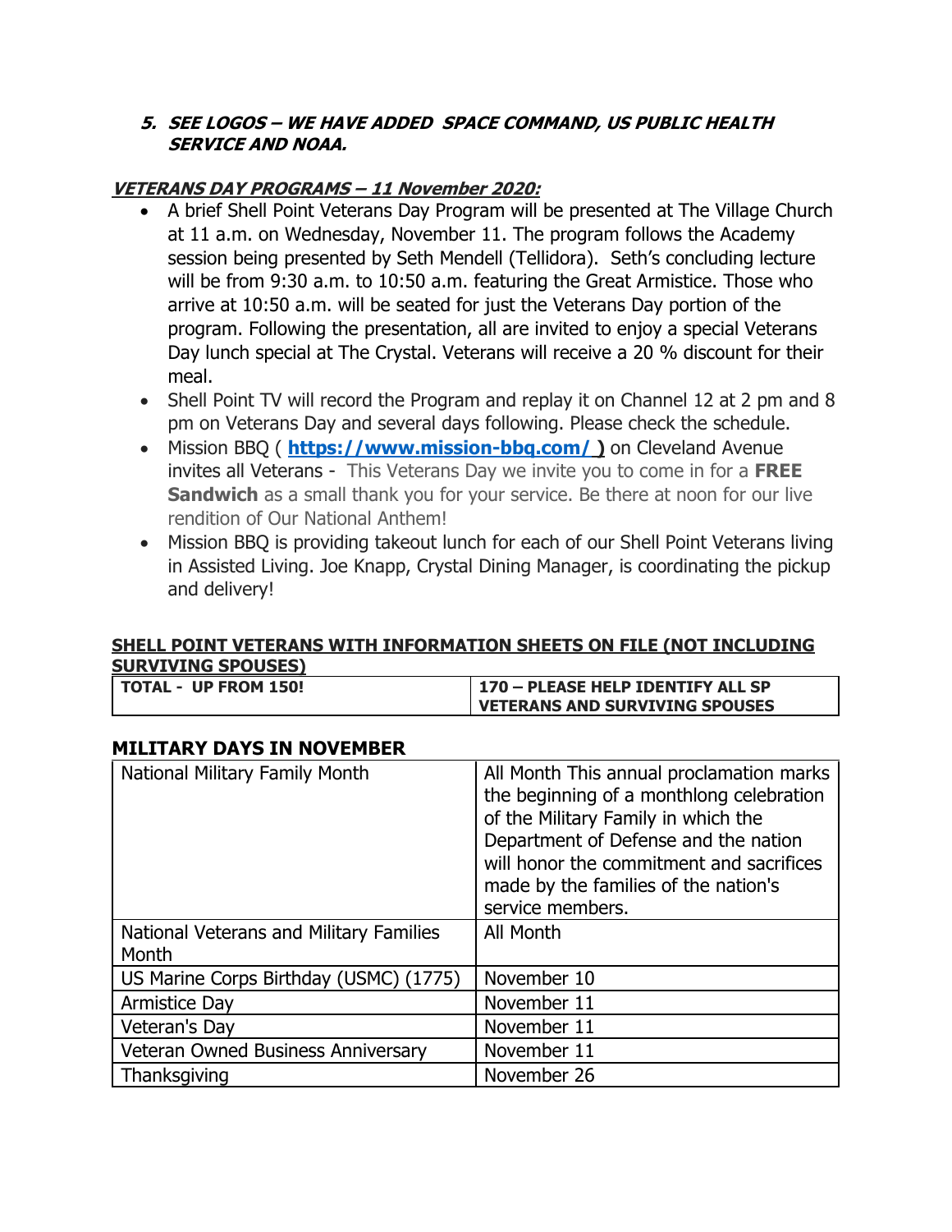5. ***SEE LOGOS – WE HAVE ADDED SPACE COMMAND, US PUBLIC HEALTH SERVICE AND NOAA.***

***VETERANS DAY PROGRAMS – 11 November 2020:***

- A brief Shell Point Veterans Day Program will be presented at The Village Church at 11 a.m. on Wednesday, November 11. The program follows the Academy session being presented by Seth Mendell (Tellidora). Seth's concluding lecture will be from 9:30 a.m. to 10:50 a.m. featuring the Great Armistice. Those who arrive at 10:50 a.m. will be seated for just the Veterans Day portion of the program. Following the presentation, all are invited to enjoy a special Veterans Day lunch special at The Crystal. Veterans will receive a 20 % discount for their meal.
- Shell Point TV will record the Program and replay it on Channel 12 at 2 pm and 8 pm on Veterans Day and several days following. Please check the schedule.
- Mission BBQ ( **https://www.mission-bbq.com/ )** on Cleveland Avenue invites all Veterans - This Veterans Day we invite you to come in for a **FREE Sandwich** as a small thank you for your service. Be there at noon for our live rendition of Our National Anthem!
- Mission BBQ is providing takeout lunch for each of our Shell Point Veterans living in Assisted Living. Joe Knapp, Crystal Dining Manager, is coordinating the pickup and delivery!

**SHELL POINT VETERANS WITH INFORMATION SHEETS ON FILE (NOT INCLUDING SURVIVING SPOUSES)**

| **TOTAL - UP FROM 150!** | **170 – PLEASE HELP IDENTIFY ALL SP VETERANS AND SURVIVING SPOUSES** |
|---|---|

**MILITARY DAYS IN NOVEMBER**

| | |
|---|---|
| National Military Family Month | All Month This annual proclamation marks the beginning of a monthlong celebration of the Military Family in which the Department of Defense and the nation will honor the commitment and sacrifices made by the families of the nation's service members. |
| National Veterans and Military Families Month | All Month |
| US Marine Corps Birthday (USMC) (1775) | November 10 |
| Armistice Day | November 11 |
| Veteran's Day | November 11 |
| Veteran Owned Business Anniversary | November 11 |
| Thanksgiving | November 26 |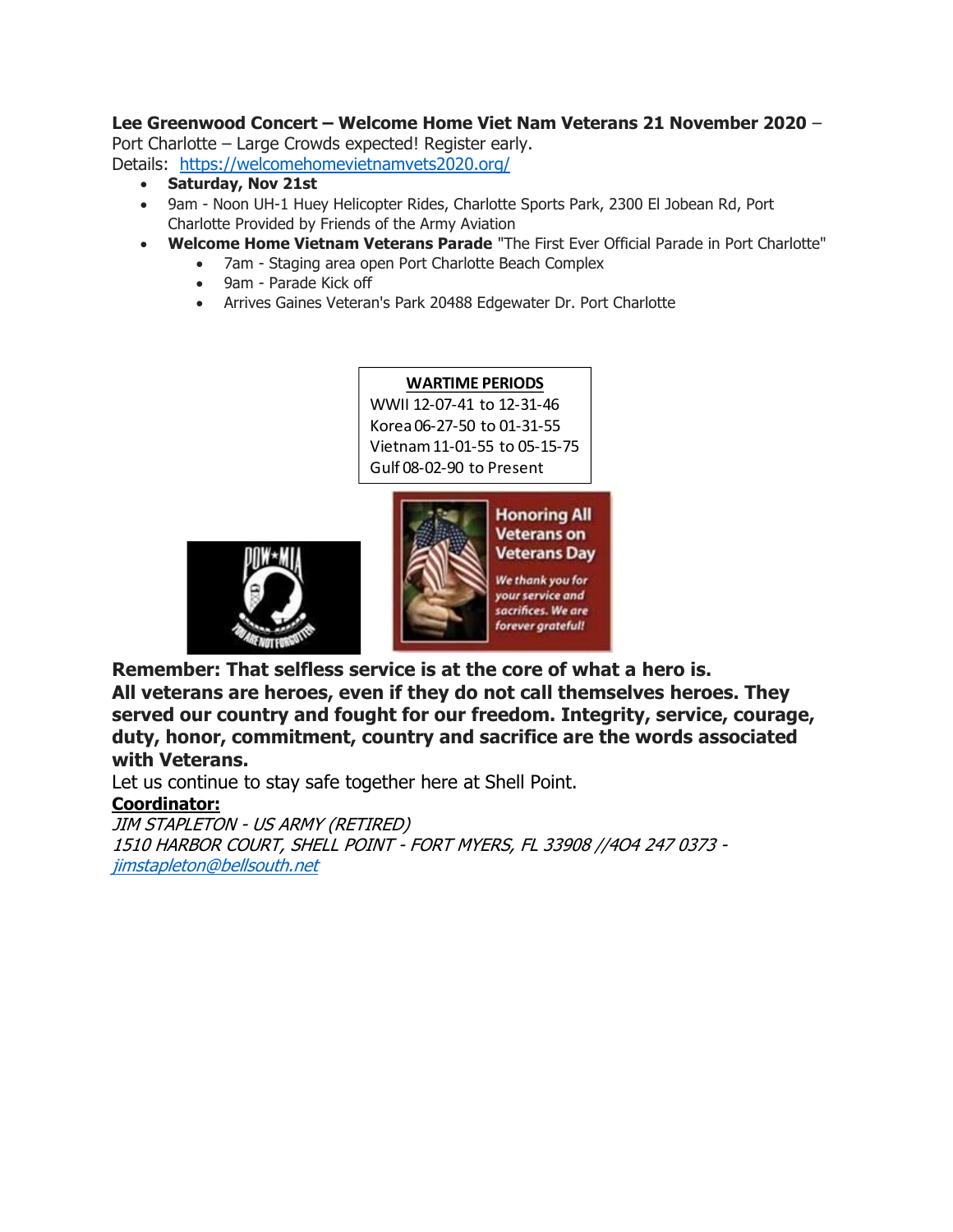**Lee Greenwood Concert – Welcome Home Viet Nam Veterans 21 November 2020** – Port Charlotte – Large Crowds expected! Register early.
Details: https://welcomehomevietnamvets2020.org/

- **Saturday, Nov 21st**
- 9am - Noon UH-1 Huey Helicopter Rides, Charlotte Sports Park, 2300 El Jobean Rd, Port Charlotte Provided by Friends of the Army Aviation
- **Welcome Home Vietnam Veterans Parade** "The First Ever Official Parade in Port Charlotte"
  - 7am - Staging area open Port Charlotte Beach Complex
  - 9am - Parade Kick off
  - Arrives Gaines Veteran's Park 20488 Edgewater Dr. Port Charlotte

**WARTIME PERIODS**
WWII 12-07-41 to 12-31-46
Korea 06-27-50 to 01-31-55
Vietnam 11-01-55 to 05-15-75
Gulf 08-02-90 to Present

**Remember: That selfless service is at the core of what a hero is.**
**All veterans are heroes, even if they do not call themselves heroes. They served our country and fought for our freedom. Integrity, service, courage, duty, honor, commitment, country and sacrifice are the words associated with Veterans.**

Let us continue to stay safe together here at Shell Point.

**Coordinator:**
*JIM STAPLETON - US ARMY (RETIRED)*
*1510 HARBOR COURT, SHELL POINT - FORT MYERS, FL 33908 //404 247 0373 - jimstapleton@bellsouth.net*